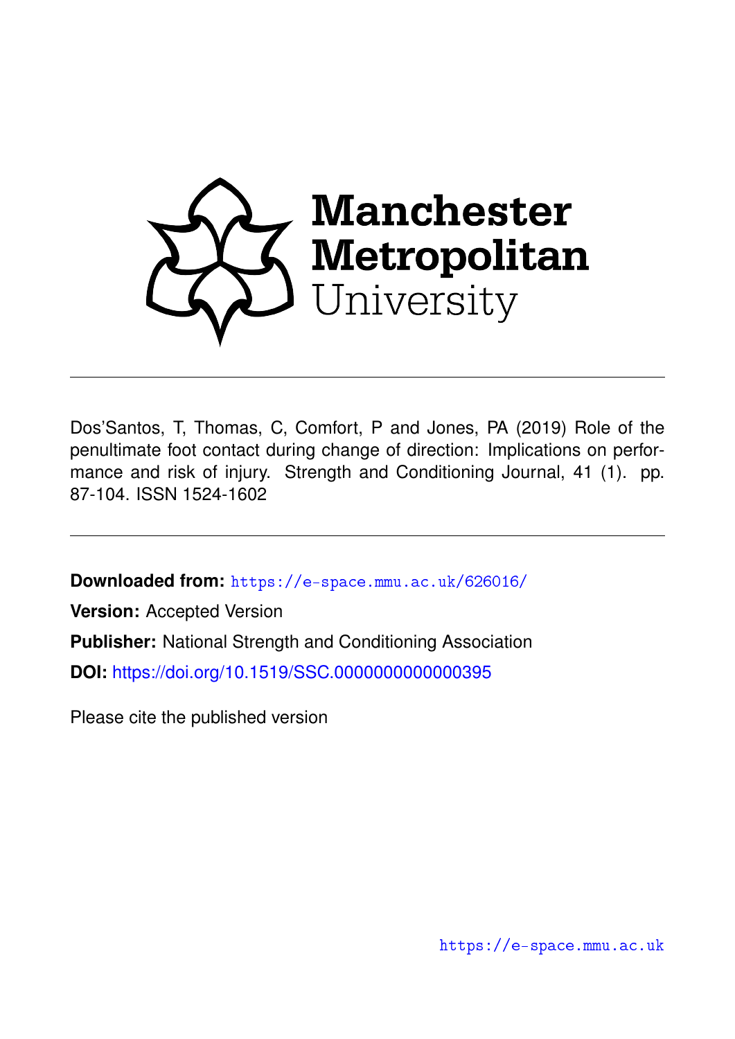Manchester Metropolitan University

Dos'Santos, T, Thomas, C, Comfort, P and Jones, PA (2019) Role of the penultimate foot contact during change of direction: Implications on performance and risk of injury. Strength and Conditioning Journal, 41 (1). pp. 87-104. ISSN 1524-1602

**Downloaded from:** https://e-space.mmu.ac.uk/626016/

**Version:** Accepted Version

**Publisher:** National Strength and Conditioning Association

**DOI:** https://doi.org/10.1519/SSC.0000000000000395

Please cite the published version

https://e-space.mmu.ac.uk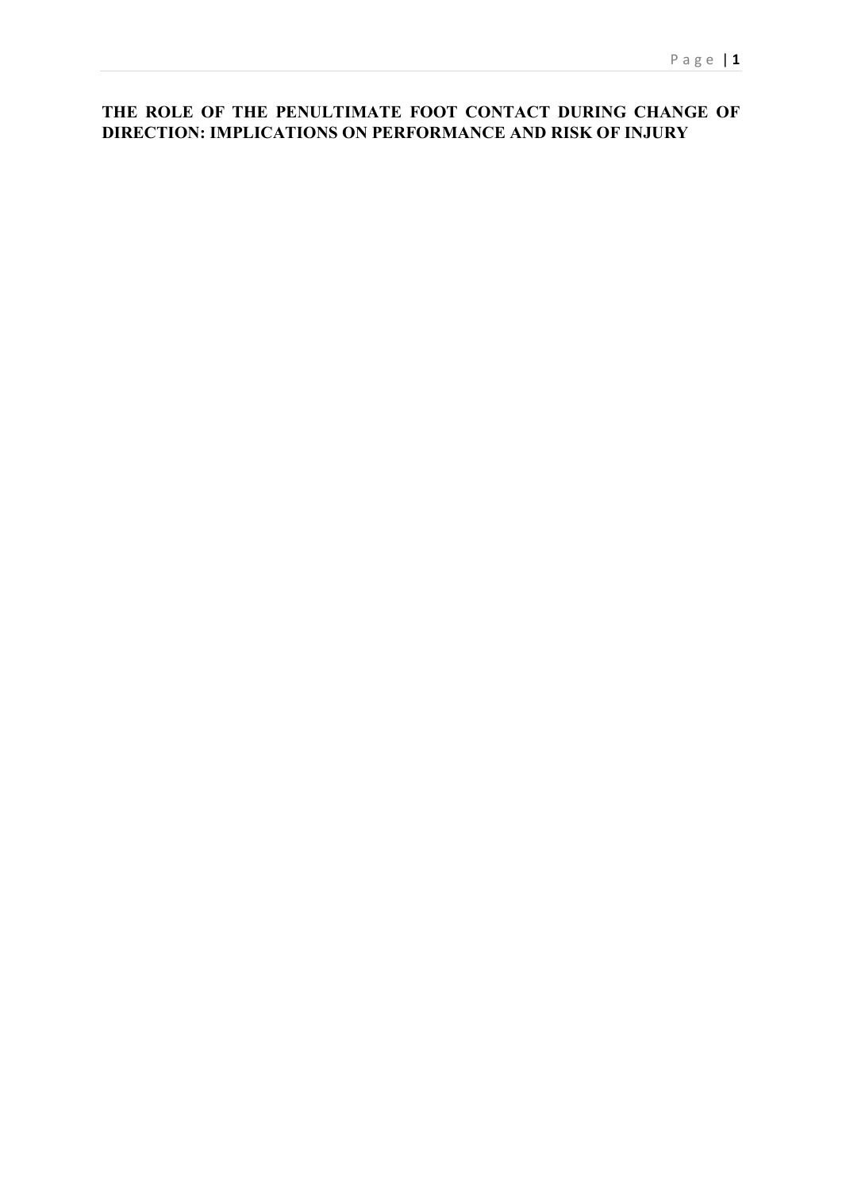# THE ROLE OF THE PENULTIMATE FOOT CONTACT DURING CHANGE OF DIRECTION: IMPLICATIONS ON PERFORMANCE AND RISK OF INJURY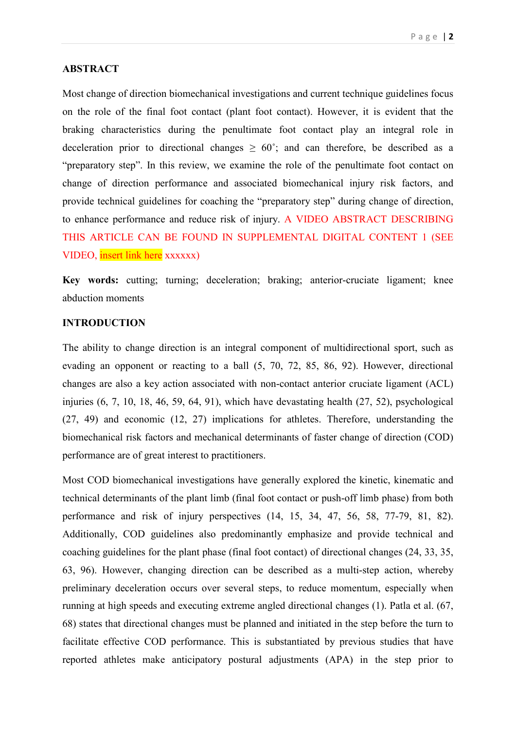## ABSTRACT

Most change of direction biomechanical investigations and current technique guidelines focus on the role of the final foot contact (plant foot contact). However, it is evident that the braking characteristics during the penultimate foot contact play an integral role in deceleration prior to directional changes ≥ 60˚; and can therefore, be described as a "preparatory step". In this review, we examine the role of the penultimate foot contact on change of direction performance and associated biomechanical injury risk factors, and provide technical guidelines for coaching the "preparatory step" during change of direction, to enhance performance and reduce risk of injury. A VIDEO ABSTRACT DESCRIBING THIS ARTICLE CAN BE FOUND IN SUPPLEMENTAL DIGITAL CONTENT 1 (SEE VIDEO, insert link here xxxxxx)

**Key words:** cutting; turning; deceleration; braking; anterior-cruciate ligament; knee abduction moments

## INTRODUCTION

The ability to change direction is an integral component of multidirectional sport, such as evading an opponent or reacting to a ball (5, 70, 72, 85, 86, 92). However, directional changes are also a key action associated with non-contact anterior cruciate ligament (ACL) injuries (6, 7, 10, 18, 46, 59, 64, 91), which have devastating health (27, 52), psychological (27, 49) and economic (12, 27) implications for athletes. Therefore, understanding the biomechanical risk factors and mechanical determinants of faster change of direction (COD) performance are of great interest to practitioners.

Most COD biomechanical investigations have generally explored the kinetic, kinematic and technical determinants of the plant limb (final foot contact or push-off limb phase) from both performance and risk of injury perspectives (14, 15, 34, 47, 56, 58, 77-79, 81, 82). Additionally, COD guidelines also predominantly emphasize and provide technical and coaching guidelines for the plant phase (final foot contact) of directional changes (24, 33, 35, 63, 96). However, changing direction can be described as a multi-step action, whereby preliminary deceleration occurs over several steps, to reduce momentum, especially when running at high speeds and executing extreme angled directional changes (1). Patla et al. (67, 68) states that directional changes must be planned and initiated in the step before the turn to facilitate effective COD performance. This is substantiated by previous studies that have reported athletes make anticipatory postural adjustments (APA) in the step prior to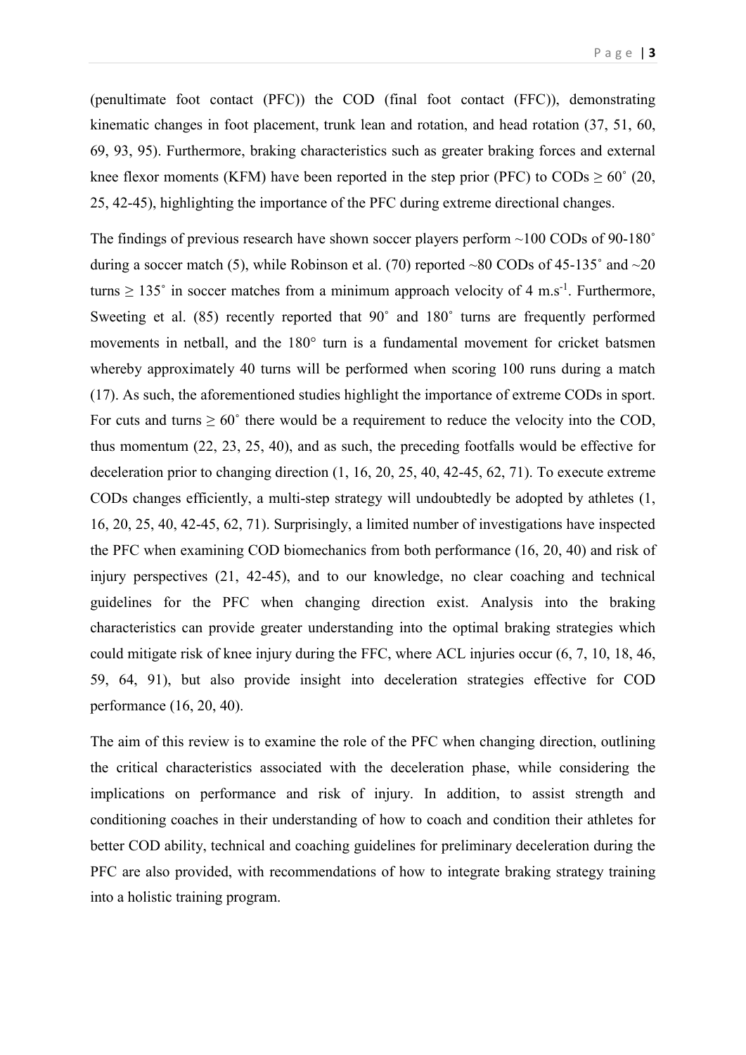(penultimate foot contact (PFC)) the COD (final foot contact (FFC)), demonstrating kinematic changes in foot placement, trunk lean and rotation, and head rotation (37, 51, 60, 69, 93, 95). Furthermore, braking characteristics such as greater braking forces and external knee flexor moments (KFM) have been reported in the step prior (PFC) to CODs ≥ 60˚ (20, 25, 42-45), highlighting the importance of the PFC during extreme directional changes.

The findings of previous research have shown soccer players perform ~100 CODs of 90-180˚ during a soccer match (5), while Robinson et al. (70) reported ~80 CODs of 45-135˚ and ~20 turns ≥ 135˚ in soccer matches from a minimum approach velocity of 4 $m.s^{-1}$. Furthermore, Sweeting et al. (85) recently reported that 90˚ and 180˚ turns are frequently performed movements in netball, and the 180° turn is a fundamental movement for cricket batsmen whereby approximately 40 turns will be performed when scoring 100 runs during a match (17). As such, the aforementioned studies highlight the importance of extreme CODs in sport. For cuts and turns ≥ 60˚ there would be a requirement to reduce the velocity into the COD, thus momentum (22, 23, 25, 40), and as such, the preceding footfalls would be effective for deceleration prior to changing direction (1, 16, 20, 25, 40, 42-45, 62, 71). To execute extreme CODs changes efficiently, a multi-step strategy will undoubtedly be adopted by athletes (1, 16, 20, 25, 40, 42-45, 62, 71). Surprisingly, a limited number of investigations have inspected the PFC when examining COD biomechanics from both performance (16, 20, 40) and risk of injury perspectives (21, 42-45), and to our knowledge, no clear coaching and technical guidelines for the PFC when changing direction exist. Analysis into the braking characteristics can provide greater understanding into the optimal braking strategies which could mitigate risk of knee injury during the FFC, where ACL injuries occur (6, 7, 10, 18, 46, 59, 64, 91), but also provide insight into deceleration strategies effective for COD performance (16, 20, 40).

The aim of this review is to examine the role of the PFC when changing direction, outlining the critical characteristics associated with the deceleration phase, while considering the implications on performance and risk of injury. In addition, to assist strength and conditioning coaches in their understanding of how to coach and condition their athletes for better COD ability, technical and coaching guidelines for preliminary deceleration during the PFC are also provided, with recommendations of how to integrate braking strategy training into a holistic training program.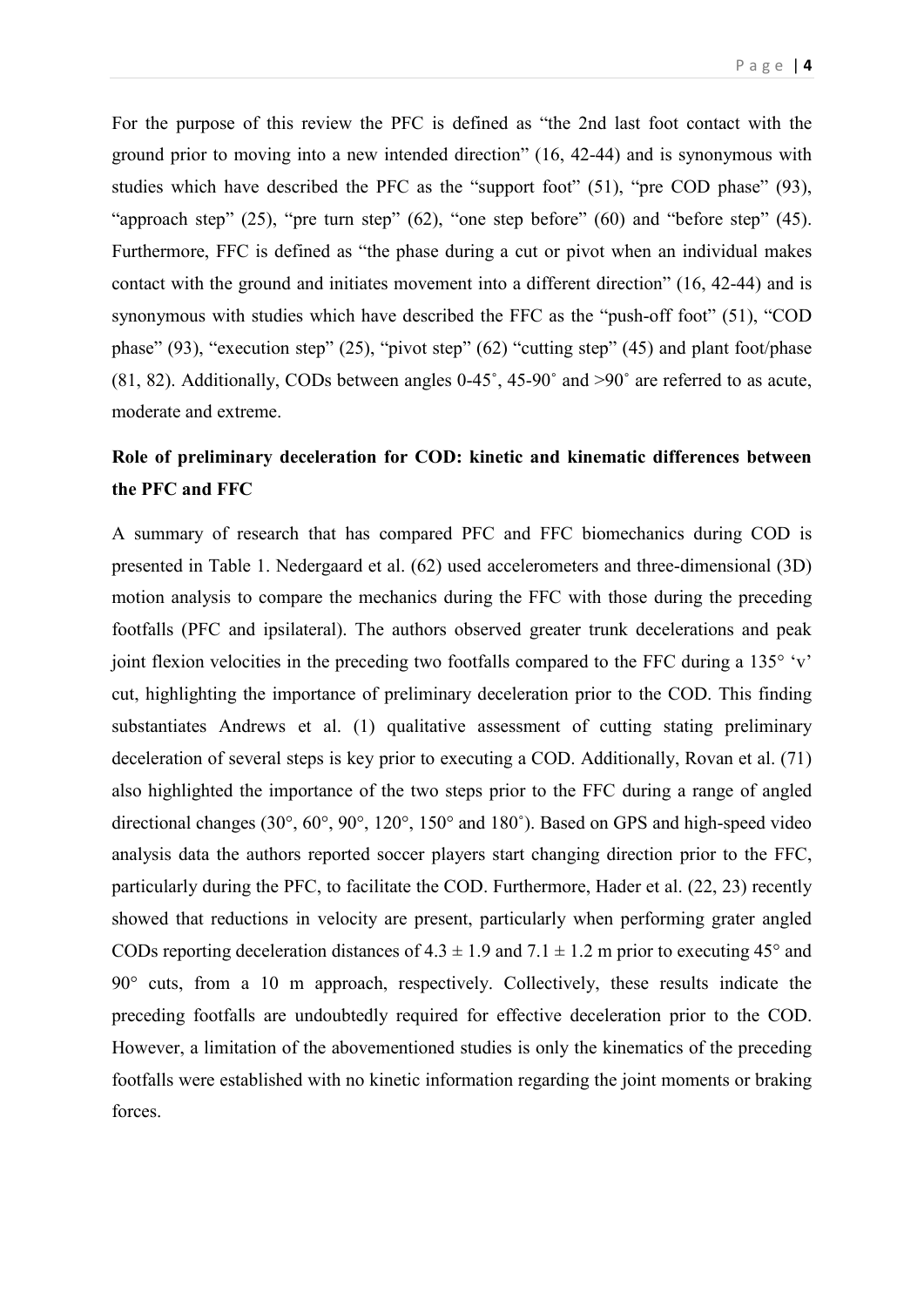For the purpose of this review the PFC is defined as "the 2nd last foot contact with the ground prior to moving into a new intended direction" (16, 42-44) and is synonymous with studies which have described the PFC as the "support foot" (51), "pre COD phase" (93), "approach step" (25), "pre turn step" (62), "one step before" (60) and "before step" (45). Furthermore, FFC is defined as "the phase during a cut or pivot when an individual makes contact with the ground and initiates movement into a different direction" (16, 42-44) and is synonymous with studies which have described the FFC as the "push-off foot" (51), "COD phase" (93), "execution step" (25), "pivot step" (62) "cutting step" (45) and plant foot/phase (81, 82). Additionally, CODs between angles 0-45˚, 45-90˚ and >90˚ are referred to as acute, moderate and extreme.

## Role of preliminary deceleration for COD: kinetic and kinematic differences between the PFC and FFC

A summary of research that has compared PFC and FFC biomechanics during COD is presented in Table 1. Nedergaard et al. (62) used accelerometers and three-dimensional (3D) motion analysis to compare the mechanics during the FFC with those during the preceding footfalls (PFC and ipsilateral). The authors observed greater trunk decelerations and peak joint flexion velocities in the preceding two footfalls compared to the FFC during a 135° 'v' cut, highlighting the importance of preliminary deceleration prior to the COD. This finding substantiates Andrews et al. (1) qualitative assessment of cutting stating preliminary deceleration of several steps is key prior to executing a COD. Additionally, Rovan et al. (71) also highlighted the importance of the two steps prior to the FFC during a range of angled directional changes (30°, 60°, 90°, 120°, 150° and 180˚). Based on GPS and high-speed video analysis data the authors reported soccer players start changing direction prior to the FFC, particularly during the PFC, to facilitate the COD. Furthermore, Hader et al. (22, 23) recently showed that reductions in velocity are present, particularly when performing grater angled CODs reporting deceleration distances of $4.3 \pm 1.9$ and $7.1 \pm 1.2$ m prior to executing 45° and 90° cuts, from a 10 m approach, respectively. Collectively, these results indicate the preceding footfalls are undoubtedly required for effective deceleration prior to the COD. However, a limitation of the abovementioned studies is only the kinematics of the preceding footfalls were established with no kinetic information regarding the joint moments or braking forces.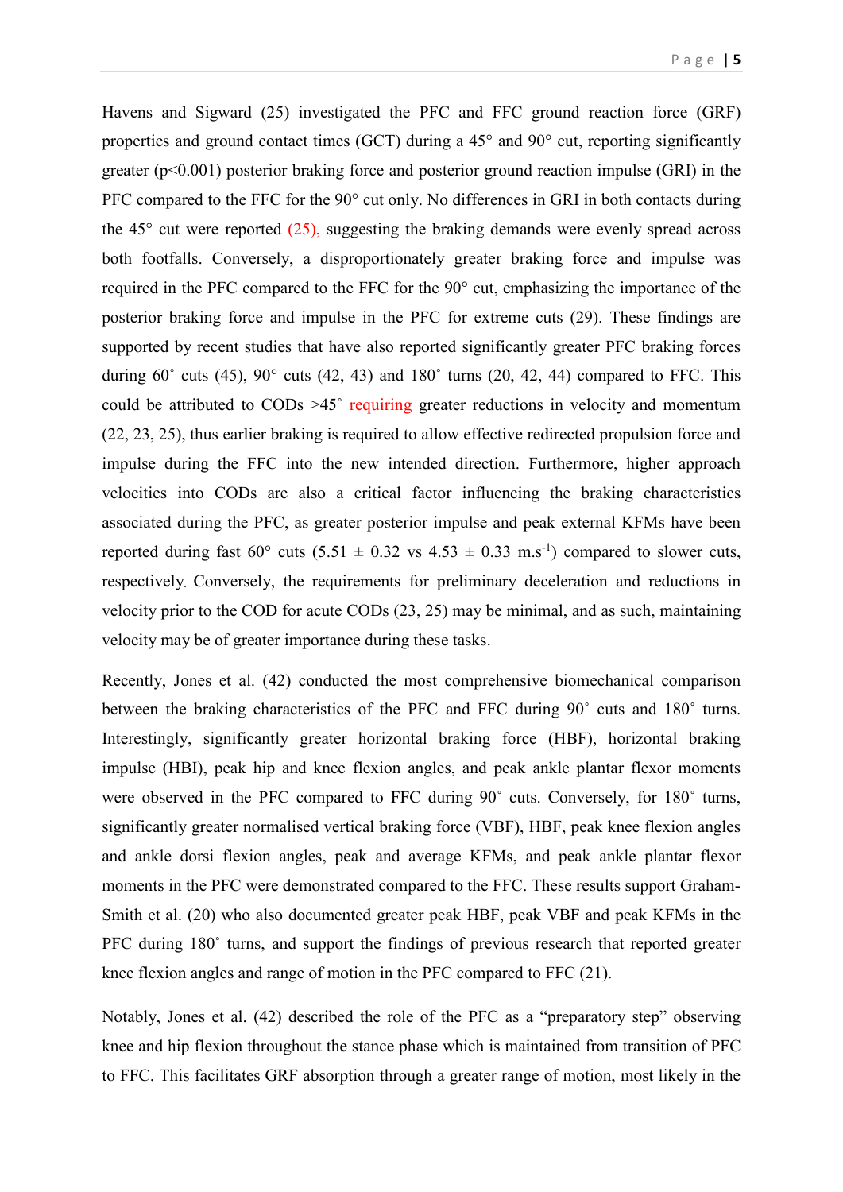Havens and Sigward (25) investigated the PFC and FFC ground reaction force (GRF) properties and ground contact times (GCT) during a 45° and 90° cut, reporting significantly greater ($p<0.001$) posterior braking force and posterior ground reaction impulse (GRI) in the PFC compared to the FFC for the 90° cut only. No differences in GRI in both contacts during the 45° cut were reported (25), suggesting the braking demands were evenly spread across both footfalls. Conversely, a disproportionately greater braking force and impulse was required in the PFC compared to the FFC for the 90° cut, emphasizing the importance of the posterior braking force and impulse in the PFC for extreme cuts (29). These findings are supported by recent studies that have also reported significantly greater PFC braking forces during 60˚ cuts (45), 90° cuts (42, 43) and 180˚ turns (20, 42, 44) compared to FFC. This could be attributed to CODs >45˚ requiring greater reductions in velocity and momentum (22, 23, 25), thus earlier braking is required to allow effective redirected propulsion force and impulse during the FFC into the new intended direction. Furthermore, higher approach velocities into CODs are also a critical factor influencing the braking characteristics associated during the PFC, as greater posterior impulse and peak external KFMs have been reported during fast 60° cuts ($5.51 \pm 0.32$ vs $4.53 \pm 0.33$ m.s$^{-1}$) compared to slower cuts, respectively. Conversely, the requirements for preliminary deceleration and reductions in velocity prior to the COD for acute CODs (23, 25) may be minimal, and as such, maintaining velocity may be of greater importance during these tasks.

Recently, Jones et al. (42) conducted the most comprehensive biomechanical comparison between the braking characteristics of the PFC and FFC during 90˚ cuts and 180˚ turns. Interestingly, significantly greater horizontal braking force (HBF), horizontal braking impulse (HBI), peak hip and knee flexion angles, and peak ankle plantar flexor moments were observed in the PFC compared to FFC during 90˚ cuts. Conversely, for 180˚ turns, significantly greater normalised vertical braking force (VBF), HBF, peak knee flexion angles and ankle dorsi flexion angles, peak and average KFMs, and peak ankle plantar flexor moments in the PFC were demonstrated compared to the FFC. These results support Graham-Smith et al. (20) who also documented greater peak HBF, peak VBF and peak KFMs in the PFC during 180˚ turns, and support the findings of previous research that reported greater knee flexion angles and range of motion in the PFC compared to FFC (21).

Notably, Jones et al. (42) described the role of the PFC as a "preparatory step" observing knee and hip flexion throughout the stance phase which is maintained from transition of PFC to FFC. This facilitates GRF absorption through a greater range of motion, most likely in the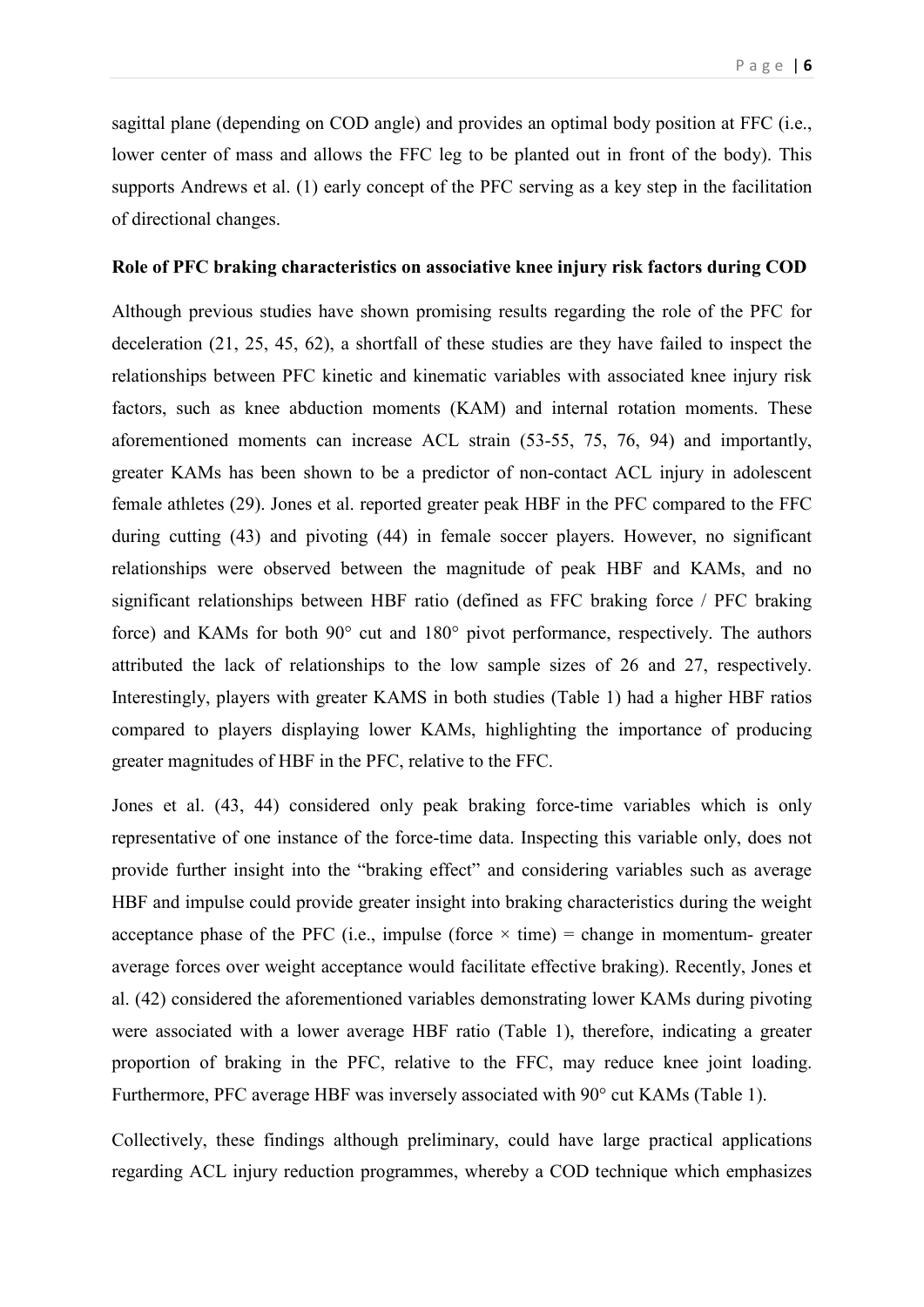sagittal plane (depending on COD angle) and provides an optimal body position at FFC (i.e., lower center of mass and allows the FFC leg to be planted out in front of the body). This supports Andrews et al. (1) early concept of the PFC serving as a key step in the facilitation of directional changes.

**Role of PFC braking characteristics on associative knee injury risk factors during COD**

Although previous studies have shown promising results regarding the role of the PFC for deceleration (21, 25, 45, 62), a shortfall of these studies are they have failed to inspect the relationships between PFC kinetic and kinematic variables with associated knee injury risk factors, such as knee abduction moments (KAM) and internal rotation moments. These aforementioned moments can increase ACL strain (53-55, 75, 76, 94) and importantly, greater KAMs has been shown to be a predictor of non-contact ACL injury in adolescent female athletes (29). Jones et al. reported greater peak HBF in the PFC compared to the FFC during cutting (43) and pivoting (44) in female soccer players. However, no significant relationships were observed between the magnitude of peak HBF and KAMs, and no significant relationships between HBF ratio (defined as FFC braking force / PFC braking force) and KAMs for both 90° cut and 180° pivot performance, respectively. The authors attributed the lack of relationships to the low sample sizes of 26 and 27, respectively. Interestingly, players with greater KAMS in both studies (Table 1) had a higher HBF ratios compared to players displaying lower KAMs, highlighting the importance of producing greater magnitudes of HBF in the PFC, relative to the FFC.

Jones et al. (43, 44) considered only peak braking force-time variables which is only representative of one instance of the force-time data. Inspecting this variable only, does not provide further insight into the "braking effect" and considering variables such as average HBF and impulse could provide greater insight into braking characteristics during the weight acceptance phase of the PFC (i.e., impulse (force × time) = change in momentum- greater average forces over weight acceptance would facilitate effective braking). Recently, Jones et al. (42) considered the aforementioned variables demonstrating lower KAMs during pivoting were associated with a lower average HBF ratio (Table 1), therefore, indicating a greater proportion of braking in the PFC, relative to the FFC, may reduce knee joint loading. Furthermore, PFC average HBF was inversely associated with 90° cut KAMs (Table 1).

Collectively, these findings although preliminary, could have large practical applications regarding ACL injury reduction programmes, whereby a COD technique which emphasizes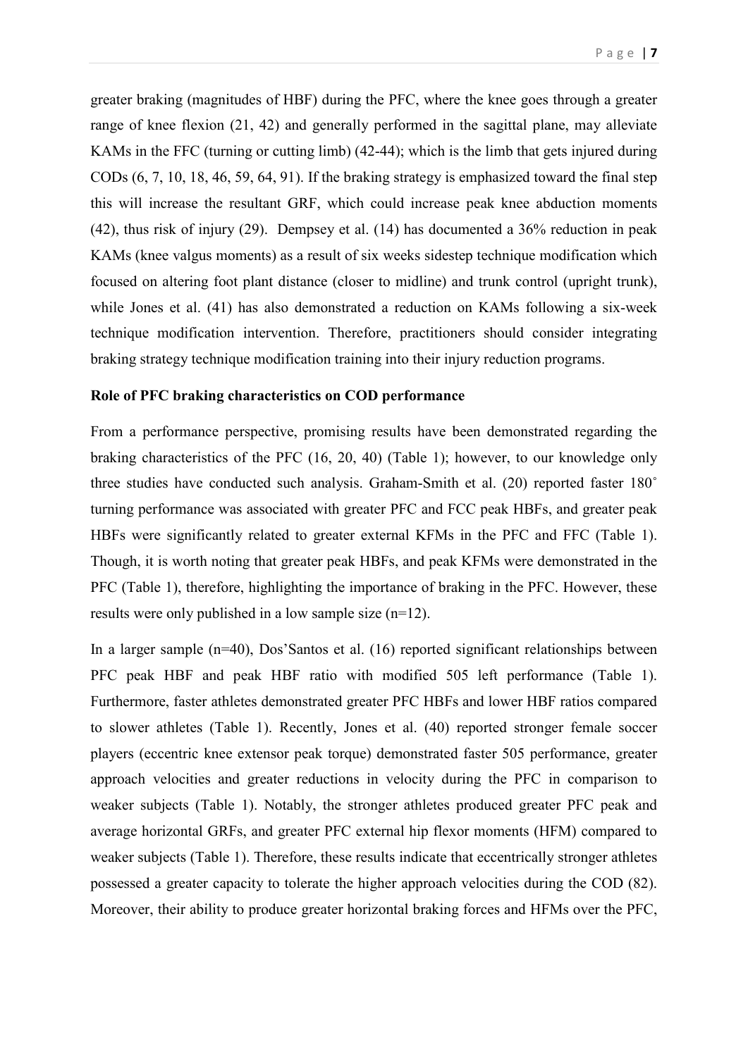greater braking (magnitudes of HBF) during the PFC, where the knee goes through a greater range of knee flexion (21, 42) and generally performed in the sagittal plane, may alleviate KAMs in the FFC (turning or cutting limb) (42-44); which is the limb that gets injured during CODs (6, 7, 10, 18, 46, 59, 64, 91). If the braking strategy is emphasized toward the final step this will increase the resultant GRF, which could increase peak knee abduction moments (42), thus risk of injury (29). Dempsey et al. (14) has documented a 36% reduction in peak KAMs (knee valgus moments) as a result of six weeks sidestep technique modification which focused on altering foot plant distance (closer to midline) and trunk control (upright trunk), while Jones et al. (41) has also demonstrated a reduction on KAMs following a six-week technique modification intervention. Therefore, practitioners should consider integrating braking strategy technique modification training into their injury reduction programs.

**Role of PFC braking characteristics on COD performance**

From a performance perspective, promising results have been demonstrated regarding the braking characteristics of the PFC (16, 20, 40) (Table 1); however, to our knowledge only three studies have conducted such analysis. Graham-Smith et al. (20) reported faster 180˚ turning performance was associated with greater PFC and FCC peak HBFs, and greater peak HBFs were significantly related to greater external KFMs in the PFC and FFC (Table 1). Though, it is worth noting that greater peak HBFs, and peak KFMs were demonstrated in the PFC (Table 1), therefore, highlighting the importance of braking in the PFC. However, these results were only published in a low sample size (n=12).

In a larger sample (n=40), Dos'Santos et al. (16) reported significant relationships between PFC peak HBF and peak HBF ratio with modified 505 left performance (Table 1). Furthermore, faster athletes demonstrated greater PFC HBFs and lower HBF ratios compared to slower athletes (Table 1). Recently, Jones et al. (40) reported stronger female soccer players (eccentric knee extensor peak torque) demonstrated faster 505 performance, greater approach velocities and greater reductions in velocity during the PFC in comparison to weaker subjects (Table 1). Notably, the stronger athletes produced greater PFC peak and average horizontal GRFs, and greater PFC external hip flexor moments (HFM) compared to weaker subjects (Table 1). Therefore, these results indicate that eccentrically stronger athletes possessed a greater capacity to tolerate the higher approach velocities during the COD (82). Moreover, their ability to produce greater horizontal braking forces and HFMs over the PFC,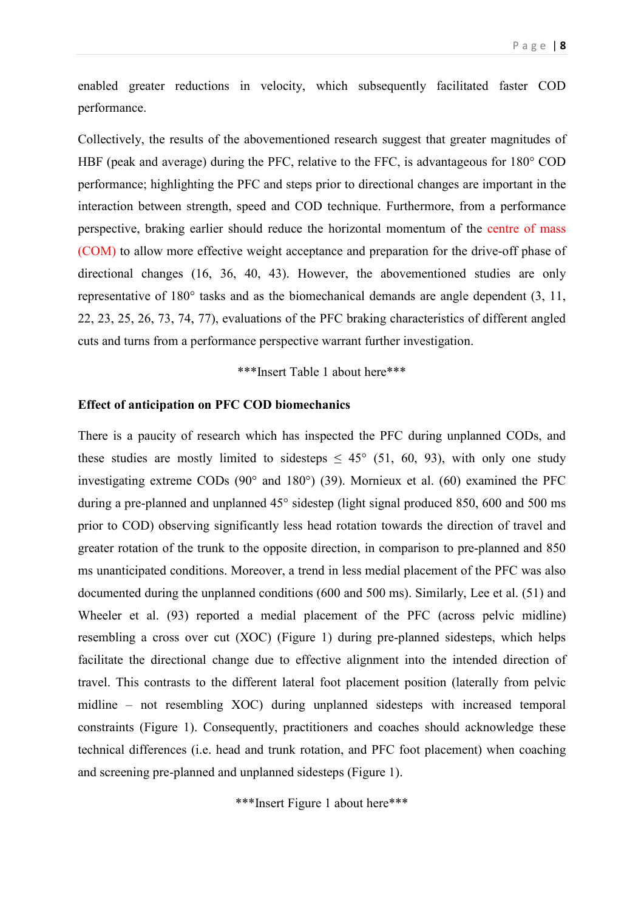enabled greater reductions in velocity, which subsequently facilitated faster COD performance.

Collectively, the results of the abovementioned research suggest that greater magnitudes of HBF (peak and average) during the PFC, relative to the FFC, is advantageous for 180° COD performance; highlighting the PFC and steps prior to directional changes are important in the interaction between strength, speed and COD technique. Furthermore, from a performance perspective, braking earlier should reduce the horizontal momentum of the centre of mass (COM) to allow more effective weight acceptance and preparation for the drive-off phase of directional changes (16, 36, 40, 43). However, the abovementioned studies are only representative of 180° tasks and as the biomechanical demands are angle dependent (3, 11, 22, 23, 25, 26, 73, 74, 77), evaluations of the PFC braking characteristics of different angled cuts and turns from a performance perspective warrant further investigation.

***Insert Table 1 about here***

**Effect of anticipation on PFC COD biomechanics**

There is a paucity of research which has inspected the PFC during unplanned CODs, and these studies are mostly limited to sidesteps ≤ 45° (51, 60, 93), with only one study investigating extreme CODs (90° and 180°) (39). Mornieux et al. (60) examined the PFC during a pre-planned and unplanned 45° sidestep (light signal produced 850, 600 and 500 ms prior to COD) observing significantly less head rotation towards the direction of travel and greater rotation of the trunk to the opposite direction, in comparison to pre-planned and 850 ms unanticipated conditions. Moreover, a trend in less medial placement of the PFC was also documented during the unplanned conditions (600 and 500 ms). Similarly, Lee et al. (51) and Wheeler et al. (93) reported a medial placement of the PFC (across pelvic midline) resembling a cross over cut (XOC) (Figure 1) during pre-planned sidesteps, which helps facilitate the directional change due to effective alignment into the intended direction of travel. This contrasts to the different lateral foot placement position (laterally from pelvic midline – not resembling XOC) during unplanned sidesteps with increased temporal constraints (Figure 1). Consequently, practitioners and coaches should acknowledge these technical differences (i.e. head and trunk rotation, and PFC foot placement) when coaching and screening pre-planned and unplanned sidesteps (Figure 1).

***Insert Figure 1 about here***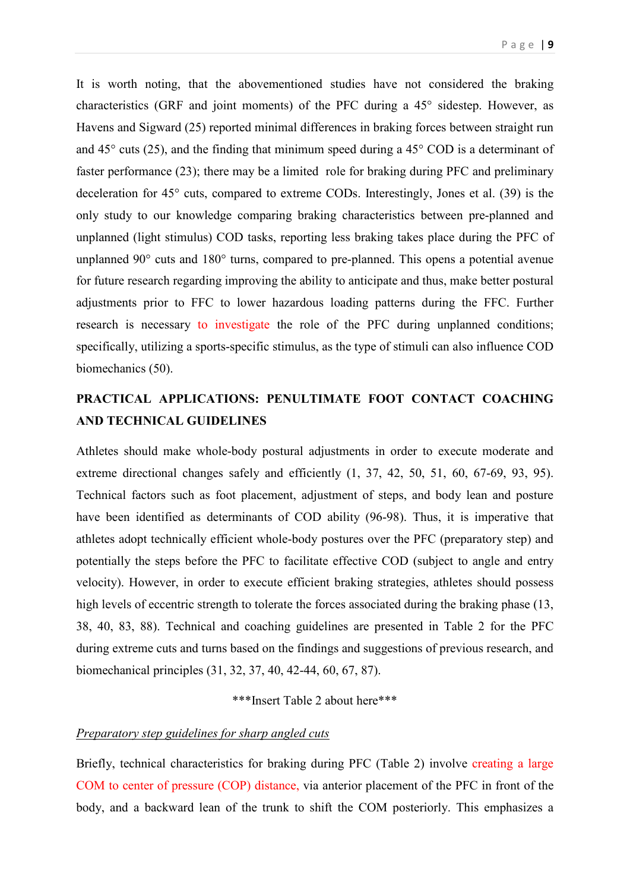It is worth noting, that the abovementioned studies have not considered the braking characteristics (GRF and joint moments) of the PFC during a 45° sidestep. However, as Havens and Sigward (25) reported minimal differences in braking forces between straight run and 45° cuts (25), and the finding that minimum speed during a 45° COD is a determinant of faster performance (23); there may be a limited role for braking during PFC and preliminary deceleration for 45° cuts, compared to extreme CODs. Interestingly, Jones et al. (39) is the only study to our knowledge comparing braking characteristics between pre-planned and unplanned (light stimulus) COD tasks, reporting less braking takes place during the PFC of unplanned 90° cuts and 180° turns, compared to pre-planned. This opens a potential avenue for future research regarding improving the ability to anticipate and thus, make better postural adjustments prior to FFC to lower hazardous loading patterns during the FFC. Further research is necessary to investigate the role of the PFC during unplanned conditions; specifically, utilizing a sports-specific stimulus, as the type of stimuli can also influence COD biomechanics (50).

## PRACTICAL APPLICATIONS: PENULTIMATE FOOT CONTACT COACHING AND TECHNICAL GUIDELINES

Athletes should make whole-body postural adjustments in order to execute moderate and extreme directional changes safely and efficiently (1, 37, 42, 50, 51, 60, 67-69, 93, 95). Technical factors such as foot placement, adjustment of steps, and body lean and posture have been identified as determinants of COD ability (96-98). Thus, it is imperative that athletes adopt technically efficient whole-body postures over the PFC (preparatory step) and potentially the steps before the PFC to facilitate effective COD (subject to angle and entry velocity). However, in order to execute efficient braking strategies, athletes should possess high levels of eccentric strength to tolerate the forces associated during the braking phase (13, 38, 40, 83, 88). Technical and coaching guidelines are presented in Table 2 for the PFC during extreme cuts and turns based on the findings and suggestions of previous research, and biomechanical principles (31, 32, 37, 40, 42-44, 60, 67, 87).

***Insert Table 2 about here***

*Preparatory step guidelines for sharp angled cuts*

Briefly, technical characteristics for braking during PFC (Table 2) involve creating a large COM to center of pressure (COP) distance, via anterior placement of the PFC in front of the body, and a backward lean of the trunk to shift the COM posteriorly. This emphasizes a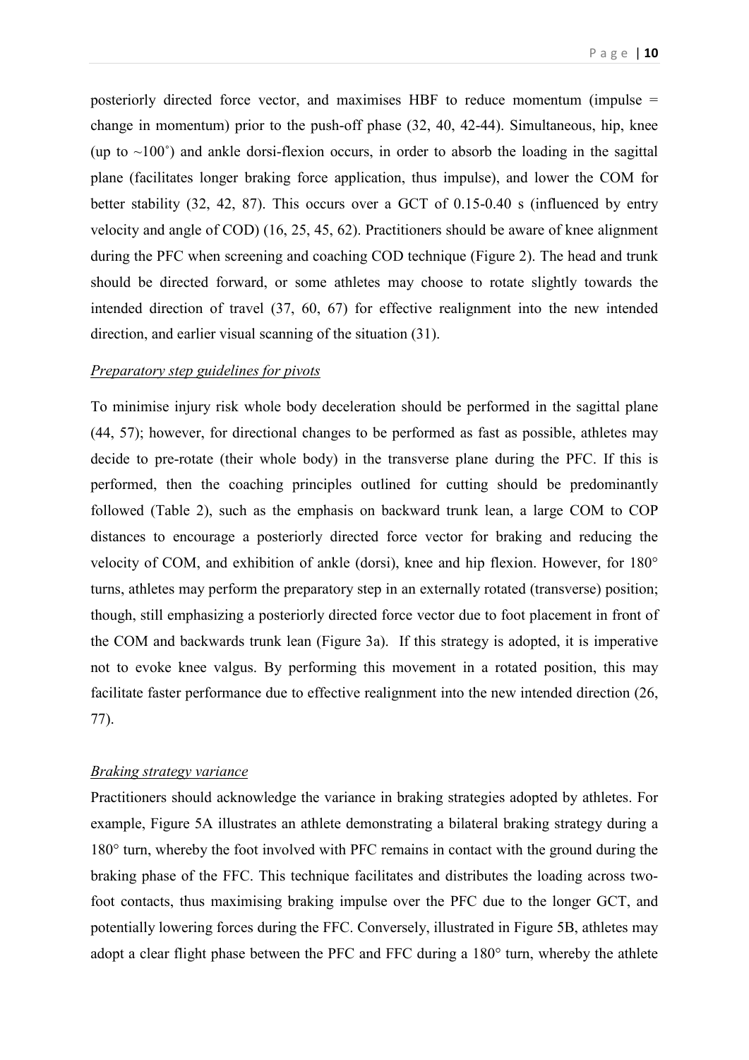posteriorly directed force vector, and maximises HBF to reduce momentum (impulse = change in momentum) prior to the push-off phase (32, 40, 42-44). Simultaneous, hip, knee (up to ~100˚) and ankle dorsi-flexion occurs, in order to absorb the loading in the sagittal plane (facilitates longer braking force application, thus impulse), and lower the COM for better stability (32, 42, 87). This occurs over a GCT of 0.15-0.40 s (influenced by entry velocity and angle of COD) (16, 25, 45, 62). Practitioners should be aware of knee alignment during the PFC when screening and coaching COD technique (Figure 2). The head and trunk should be directed forward, or some athletes may choose to rotate slightly towards the intended direction of travel (37, 60, 67) for effective realignment into the new intended direction, and earlier visual scanning of the situation (31).

*Preparatory step guidelines for pivots*

To minimise injury risk whole body deceleration should be performed in the sagittal plane (44, 57); however, for directional changes to be performed as fast as possible, athletes may decide to pre-rotate (their whole body) in the transverse plane during the PFC. If this is performed, then the coaching principles outlined for cutting should be predominantly followed (Table 2), such as the emphasis on backward trunk lean, a large COM to COP distances to encourage a posteriorly directed force vector for braking and reducing the velocity of COM, and exhibition of ankle (dorsi), knee and hip flexion. However, for 180° turns, athletes may perform the preparatory step in an externally rotated (transverse) position; though, still emphasizing a posteriorly directed force vector due to foot placement in front of the COM and backwards trunk lean (Figure 3a). If this strategy is adopted, it is imperative not to evoke knee valgus. By performing this movement in a rotated position, this may facilitate faster performance due to effective realignment into the new intended direction (26, 77).

*Braking strategy variance*

Practitioners should acknowledge the variance in braking strategies adopted by athletes. For example, Figure 5A illustrates an athlete demonstrating a bilateral braking strategy during a 180° turn, whereby the foot involved with PFC remains in contact with the ground during the braking phase of the FFC. This technique facilitates and distributes the loading across two-foot contacts, thus maximising braking impulse over the PFC due to the longer GCT, and potentially lowering forces during the FFC. Conversely, illustrated in Figure 5B, athletes may adopt a clear flight phase between the PFC and FFC during a 180° turn, whereby the athlete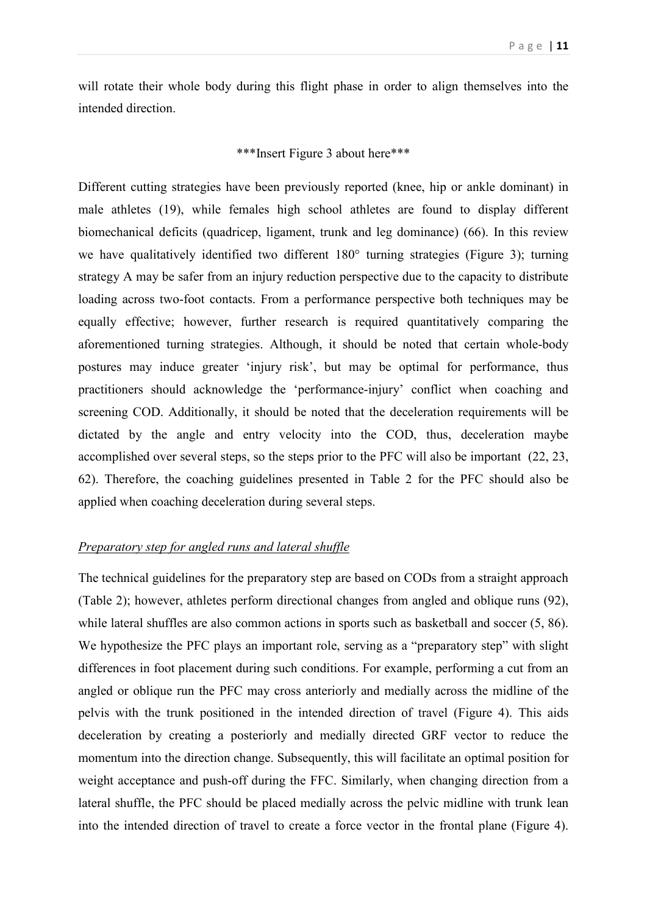will rotate their whole body during this flight phase in order to align themselves into the intended direction.

***Insert Figure 3 about here***

Different cutting strategies have been previously reported (knee, hip or ankle dominant) in male athletes (19), while females high school athletes are found to display different biomechanical deficits (quadricep, ligament, trunk and leg dominance) (66). In this review we have qualitatively identified two different 180° turning strategies (Figure 3); turning strategy A may be safer from an injury reduction perspective due to the capacity to distribute loading across two-foot contacts. From a performance perspective both techniques may be equally effective; however, further research is required quantitatively comparing the aforementioned turning strategies. Although, it should be noted that certain whole-body postures may induce greater 'injury risk', but may be optimal for performance, thus practitioners should acknowledge the 'performance-injury' conflict when coaching and screening COD. Additionally, it should be noted that the deceleration requirements will be dictated by the angle and entry velocity into the COD, thus, deceleration maybe accomplished over several steps, so the steps prior to the PFC will also be important (22, 23, 62). Therefore, the coaching guidelines presented in Table 2 for the PFC should also be applied when coaching deceleration during several steps.

*Preparatory step for angled runs and lateral shuffle*

The technical guidelines for the preparatory step are based on CODs from a straight approach (Table 2); however, athletes perform directional changes from angled and oblique runs (92), while lateral shuffles are also common actions in sports such as basketball and soccer (5, 86). We hypothesize the PFC plays an important role, serving as a "preparatory step" with slight differences in foot placement during such conditions. For example, performing a cut from an angled or oblique run the PFC may cross anteriorly and medially across the midline of the pelvis with the trunk positioned in the intended direction of travel (Figure 4). This aids deceleration by creating a posteriorly and medially directed GRF vector to reduce the momentum into the direction change. Subsequently, this will facilitate an optimal position for weight acceptance and push-off during the FFC. Similarly, when changing direction from a lateral shuffle, the PFC should be placed medially across the pelvic midline with trunk lean into the intended direction of travel to create a force vector in the frontal plane (Figure 4).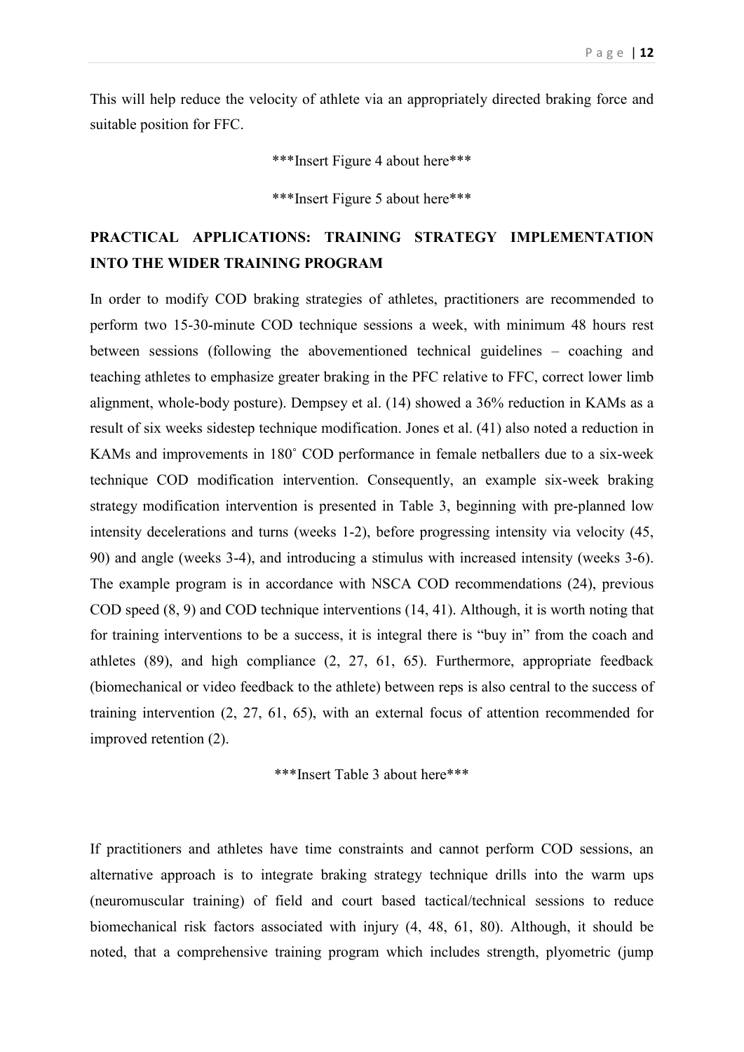This will help reduce the velocity of athlete via an appropriately directed braking force and suitable position for FFC.

***Insert Figure 4 about here***

***Insert Figure 5 about here***

## PRACTICAL APPLICATIONS: TRAINING STRATEGY IMPLEMENTATION INTO THE WIDER TRAINING PROGRAM

In order to modify COD braking strategies of athletes, practitioners are recommended to perform two 15-30-minute COD technique sessions a week, with minimum 48 hours rest between sessions (following the abovementioned technical guidelines – coaching and teaching athletes to emphasize greater braking in the PFC relative to FFC, correct lower limb alignment, whole-body posture). Dempsey et al. (14) showed a 36% reduction in KAMs as a result of six weeks sidestep technique modification. Jones et al. (41) also noted a reduction in KAMs and improvements in 180˚ COD performance in female netballers due to a six-week technique COD modification intervention. Consequently, an example six-week braking strategy modification intervention is presented in Table 3, beginning with pre-planned low intensity decelerations and turns (weeks 1-2), before progressing intensity via velocity (45, 90) and angle (weeks 3-4), and introducing a stimulus with increased intensity (weeks 3-6). The example program is in accordance with NSCA COD recommendations (24), previous COD speed (8, 9) and COD technique interventions (14, 41). Although, it is worth noting that for training interventions to be a success, it is integral there is "buy in" from the coach and athletes (89), and high compliance (2, 27, 61, 65). Furthermore, appropriate feedback (biomechanical or video feedback to the athlete) between reps is also central to the success of training intervention (2, 27, 61, 65), with an external focus of attention recommended for improved retention (2).

***Insert Table 3 about here***

If practitioners and athletes have time constraints and cannot perform COD sessions, an alternative approach is to integrate braking strategy technique drills into the warm ups (neuromuscular training) of field and court based tactical/technical sessions to reduce biomechanical risk factors associated with injury (4, 48, 61, 80). Although, it should be noted, that a comprehensive training program which includes strength, plyometric (jump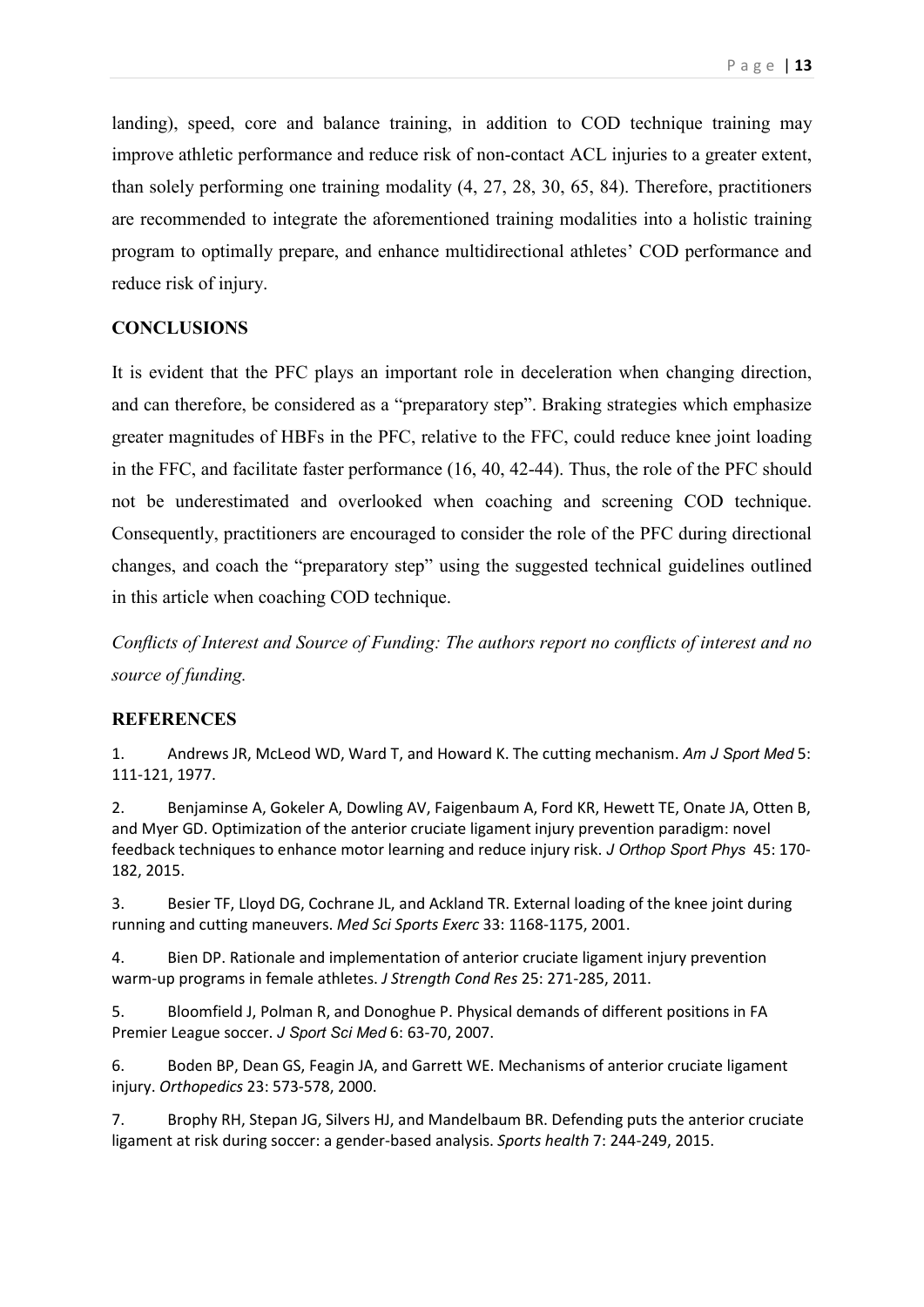landing), speed, core and balance training, in addition to COD technique training may improve athletic performance and reduce risk of non-contact ACL injuries to a greater extent, than solely performing one training modality (4, 27, 28, 30, 65, 84). Therefore, practitioners are recommended to integrate the aforementioned training modalities into a holistic training program to optimally prepare, and enhance multidirectional athletes' COD performance and reduce risk of injury.

## CONCLUSIONS

It is evident that the PFC plays an important role in deceleration when changing direction, and can therefore, be considered as a "preparatory step". Braking strategies which emphasize greater magnitudes of HBFs in the PFC, relative to the FFC, could reduce knee joint loading in the FFC, and facilitate faster performance (16, 40, 42-44). Thus, the role of the PFC should not be underestimated and overlooked when coaching and screening COD technique. Consequently, practitioners are encouraged to consider the role of the PFC during directional changes, and coach the "preparatory step" using the suggested technical guidelines outlined in this article when coaching COD technique.

*Conflicts of Interest and Source of Funding: The authors report no conflicts of interest and no source of funding.*

## REFERENCES

1. Andrews JR, McLeod WD, Ward T, and Howard K. The cutting mechanism. *Am J Sport Med* 5: 111-121, 1977.

2. Benjaminse A, Gokeler A, Dowling AV, Faigenbaum A, Ford KR, Hewett TE, Onate JA, Otten B, and Myer GD. Optimization of the anterior cruciate ligament injury prevention paradigm: novel feedback techniques to enhance motor learning and reduce injury risk. *J Orthop Sport Phys* 45: 170-182, 2015.

3. Besier TF, Lloyd DG, Cochrane JL, and Ackland TR. External loading of the knee joint during running and cutting maneuvers. *Med Sci Sports Exerc* 33: 1168-1175, 2001.

4. Bien DP. Rationale and implementation of anterior cruciate ligament injury prevention warm-up programs in female athletes. *J Strength Cond Res* 25: 271-285, 2011.

5. Bloomfield J, Polman R, and Donoghue P. Physical demands of different positions in FA Premier League soccer. *J Sport Sci Med* 6: 63-70, 2007.

6. Boden BP, Dean GS, Feagin JA, and Garrett WE. Mechanisms of anterior cruciate ligament injury. *Orthopedics* 23: 573-578, 2000.

7. Brophy RH, Stepan JG, Silvers HJ, and Mandelbaum BR. Defending puts the anterior cruciate ligament at risk during soccer: a gender-based analysis. *Sports health* 7: 244-249, 2015.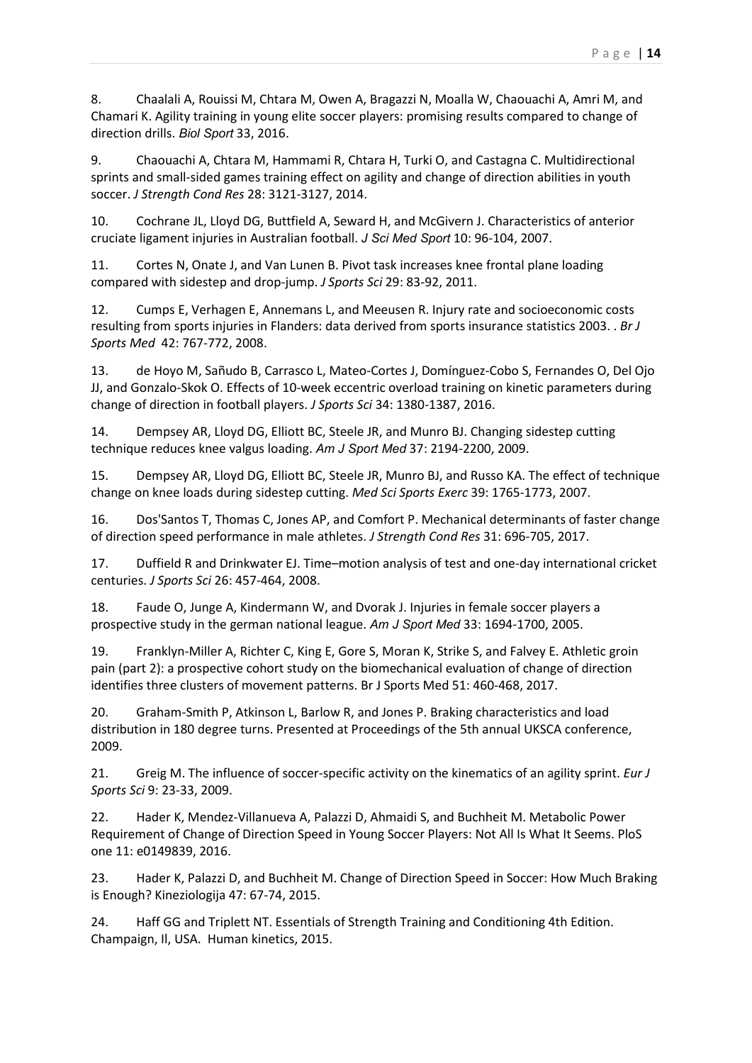8. Chaalali A, Rouissi M, Chtara M, Owen A, Bragazzi N, Moalla W, Chaouachi A, Amri M, and Chamari K. Agility training in young elite soccer players: promising results compared to change of direction drills. *Biol Sport* 33, 2016.

9. Chaouachi A, Chtara M, Hammami R, Chtara H, Turki O, and Castagna C. Multidirectional sprints and small-sided games training effect on agility and change of direction abilities in youth soccer. *J Strength Cond Res* 28: 3121-3127, 2014.

10. Cochrane JL, Lloyd DG, Buttfield A, Seward H, and McGivern J. Characteristics of anterior cruciate ligament injuries in Australian football. *J Sci Med Sport* 10: 96-104, 2007.

11. Cortes N, Onate J, and Van Lunen B. Pivot task increases knee frontal plane loading compared with sidestep and drop-jump. *J Sports Sci* 29: 83-92, 2011.

12. Cumps E, Verhagen E, Annemans L, and Meeusen R. Injury rate and socioeconomic costs resulting from sports injuries in Flanders: data derived from sports insurance statistics 2003. . *Br J Sports Med* 42: 767-772, 2008.

13. de Hoyo M, Sañudo B, Carrasco L, Mateo-Cortes J, Domínguez-Cobo S, Fernandes O, Del Ojo JJ, and Gonzalo-Skok O. Effects of 10-week eccentric overload training on kinetic parameters during change of direction in football players. *J Sports Sci* 34: 1380-1387, 2016.

14. Dempsey AR, Lloyd DG, Elliott BC, Steele JR, and Munro BJ. Changing sidestep cutting technique reduces knee valgus loading. *Am J Sport Med* 37: 2194-2200, 2009.

15. Dempsey AR, Lloyd DG, Elliott BC, Steele JR, Munro BJ, and Russo KA. The effect of technique change on knee loads during sidestep cutting. *Med Sci Sports Exerc* 39: 1765-1773, 2007.

16. Dos'Santos T, Thomas C, Jones AP, and Comfort P. Mechanical determinants of faster change of direction speed performance in male athletes. *J Strength Cond Res* 31: 696-705, 2017.

17. Duffield R and Drinkwater EJ. Time–motion analysis of test and one-day international cricket centuries. *J Sports Sci* 26: 457-464, 2008.

18. Faude O, Junge A, Kindermann W, and Dvorak J. Injuries in female soccer players a prospective study in the german national league. *Am J Sport Med* 33: 1694-1700, 2005.

19. Franklyn-Miller A, Richter C, King E, Gore S, Moran K, Strike S, and Falvey E. Athletic groin pain (part 2): a prospective cohort study on the biomechanical evaluation of change of direction identifies three clusters of movement patterns. Br J Sports Med 51: 460-468, 2017.

20. Graham-Smith P, Atkinson L, Barlow R, and Jones P. Braking characteristics and load distribution in 180 degree turns. Presented at Proceedings of the 5th annual UKSCA conference, 2009.

21. Greig M. The influence of soccer-specific activity on the kinematics of an agility sprint. *Eur J Sports Sci* 9: 23-33, 2009.

22. Hader K, Mendez-Villanueva A, Palazzi D, Ahmaidi S, and Buchheit M. Metabolic Power Requirement of Change of Direction Speed in Young Soccer Players: Not All Is What It Seems. PloS one 11: e0149839, 2016.

23. Hader K, Palazzi D, and Buchheit M. Change of Direction Speed in Soccer: How Much Braking is Enough? Kineziologija 47: 67-74, 2015.

24. Haff GG and Triplett NT. Essentials of Strength Training and Conditioning 4th Edition. Champaign, Il, USA. Human kinetics, 2015.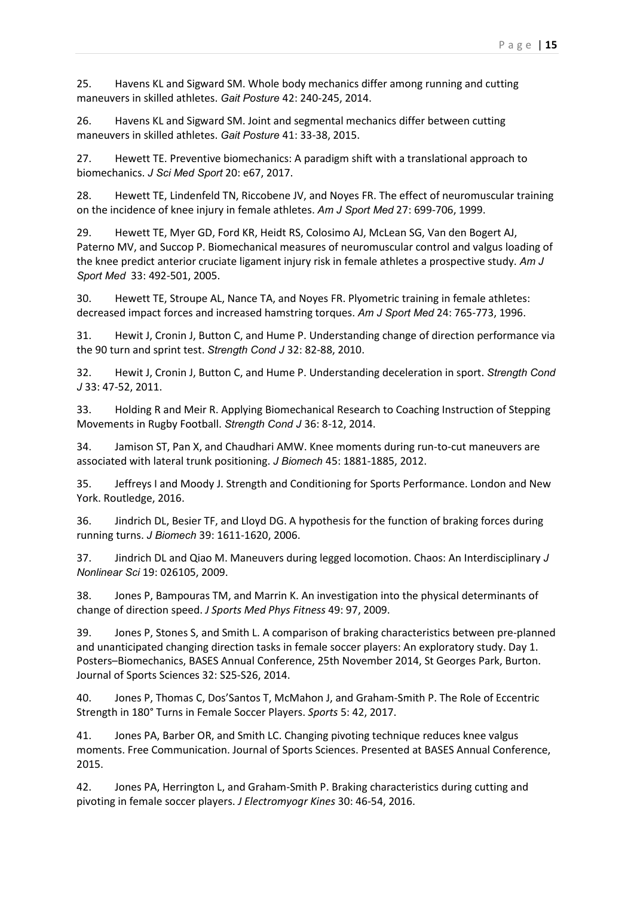25. Havens KL and Sigward SM. Whole body mechanics differ among running and cutting maneuvers in skilled athletes. *Gait Posture* 42: 240-245, 2014.

26. Havens KL and Sigward SM. Joint and segmental mechanics differ between cutting maneuvers in skilled athletes. *Gait Posture* 41: 33-38, 2015.

27. Hewett TE. Preventive biomechanics: A paradigm shift with a translational approach to biomechanics. *J Sci Med Sport* 20: e67, 2017.

28. Hewett TE, Lindenfeld TN, Riccobene JV, and Noyes FR. The effect of neuromuscular training on the incidence of knee injury in female athletes. *Am J Sport Med* 27: 699-706, 1999.

29. Hewett TE, Myer GD, Ford KR, Heidt RS, Colosimo AJ, McLean SG, Van den Bogert AJ, Paterno MV, and Succop P. Biomechanical measures of neuromuscular control and valgus loading of the knee predict anterior cruciate ligament injury risk in female athletes a prospective study. *Am J Sport Med* 33: 492-501, 2005.

30. Hewett TE, Stroupe AL, Nance TA, and Noyes FR. Plyometric training in female athletes: decreased impact forces and increased hamstring torques. *Am J Sport Med* 24: 765-773, 1996.

31. Hewit J, Cronin J, Button C, and Hume P. Understanding change of direction performance via the 90 turn and sprint test. *Strength Cond J* 32: 82-88, 2010.

32. Hewit J, Cronin J, Button C, and Hume P. Understanding deceleration in sport. *Strength Cond J* 33: 47-52, 2011.

33. Holding R and Meir R. Applying Biomechanical Research to Coaching Instruction of Stepping Movements in Rugby Football. *Strength Cond J* 36: 8-12, 2014.

34. Jamison ST, Pan X, and Chaudhari AMW. Knee moments during run-to-cut maneuvers are associated with lateral trunk positioning. *J Biomech* 45: 1881-1885, 2012.

35. Jeffreys I and Moody J. Strength and Conditioning for Sports Performance. London and New York. Routledge, 2016.

36. Jindrich DL, Besier TF, and Lloyd DG. A hypothesis for the function of braking forces during running turns. *J Biomech* 39: 1611-1620, 2006.

37. Jindrich DL and Qiao M. Maneuvers during legged locomotion. Chaos: An Interdisciplinary *J Nonlinear Sci* 19: 026105, 2009.

38. Jones P, Bampouras TM, and Marrin K. An investigation into the physical determinants of change of direction speed. *J Sports Med Phys Fitness* 49: 97, 2009.

39. Jones P, Stones S, and Smith L. A comparison of braking characteristics between pre-planned and unanticipated changing direction tasks in female soccer players: An exploratory study. Day 1. Posters–Biomechanics, BASES Annual Conference, 25th November 2014, St Georges Park, Burton. Journal of Sports Sciences 32: S25-S26, 2014.

40. Jones P, Thomas C, Dos'Santos T, McMahon J, and Graham-Smith P. The Role of Eccentric Strength in 180° Turns in Female Soccer Players. *Sports* 5: 42, 2017.

41. Jones PA, Barber OR, and Smith LC. Changing pivoting technique reduces knee valgus moments. Free Communication. Journal of Sports Sciences. Presented at BASES Annual Conference, 2015.

42. Jones PA, Herrington L, and Graham-Smith P. Braking characteristics during cutting and pivoting in female soccer players. *J Electromyogr Kines* 30: 46-54, 2016.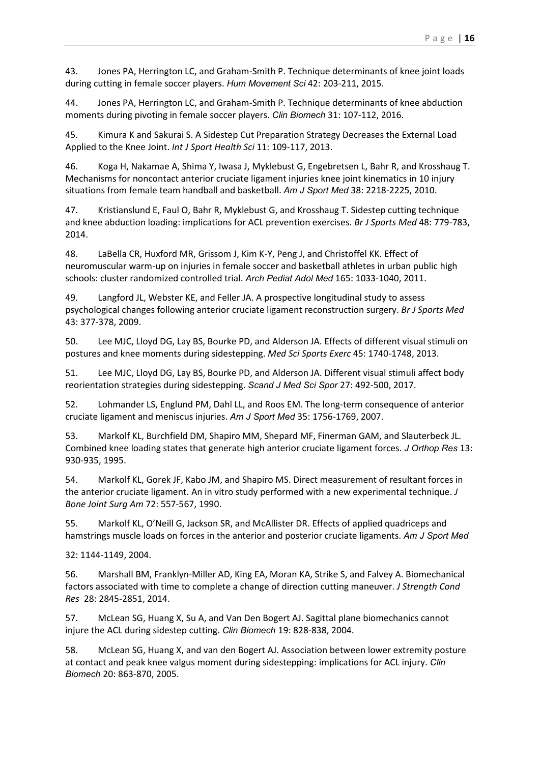43. Jones PA, Herrington LC, and Graham-Smith P. Technique determinants of knee joint loads during cutting in female soccer players. *Hum Movement Sci* 42: 203-211, 2015.

44. Jones PA, Herrington LC, and Graham-Smith P. Technique determinants of knee abduction moments during pivoting in female soccer players. *Clin Biomech* 31: 107-112, 2016.

45. Kimura K and Sakurai S. A Sidestep Cut Preparation Strategy Decreases the External Load Applied to the Knee Joint. *Int J Sport Health Sci* 11: 109-117, 2013.

46. Koga H, Nakamae A, Shima Y, Iwasa J, Myklebust G, Engebretsen L, Bahr R, and Krosshaug T. Mechanisms for noncontact anterior cruciate ligament injuries knee joint kinematics in 10 injury situations from female team handball and basketball. *Am J Sport Med* 38: 2218-2225, 2010.

47. Kristianslund E, Faul O, Bahr R, Myklebust G, and Krosshaug T. Sidestep cutting technique and knee abduction loading: implications for ACL prevention exercises. *Br J Sports Med* 48: 779-783, 2014.

48. LaBella CR, Huxford MR, Grissom J, Kim K-Y, Peng J, and Christoffel KK. Effect of neuromuscular warm-up on injuries in female soccer and basketball athletes in urban public high schools: cluster randomized controlled trial. *Arch Pediat Adol Med* 165: 1033-1040, 2011.

49. Langford JL, Webster KE, and Feller JA. A prospective longitudinal study to assess psychological changes following anterior cruciate ligament reconstruction surgery. *Br J Sports Med* 43: 377-378, 2009.

50. Lee MJC, Lloyd DG, Lay BS, Bourke PD, and Alderson JA. Effects of different visual stimuli on postures and knee moments during sidestepping. *Med Sci Sports Exerc* 45: 1740-1748, 2013.

51. Lee MJC, Lloyd DG, Lay BS, Bourke PD, and Alderson JA. Different visual stimuli affect body reorientation strategies during sidestepping. *Scand J Med Sci Spor* 27: 492-500, 2017.

52. Lohmander LS, Englund PM, Dahl LL, and Roos EM. The long-term consequence of anterior cruciate ligament and meniscus injuries. *Am J Sport Med* 35: 1756-1769, 2007.

53. Markolf KL, Burchfield DM, Shapiro MM, Shepard MF, Finerman GAM, and Slauterbeck JL. Combined knee loading states that generate high anterior cruciate ligament forces. *J Orthop Res* 13: 930-935, 1995.

54. Markolf KL, Gorek JF, Kabo JM, and Shapiro MS. Direct measurement of resultant forces in the anterior cruciate ligament. An in vitro study performed with a new experimental technique. *J Bone Joint Surg Am* 72: 557-567, 1990.

55. Markolf KL, O'Neill G, Jackson SR, and McAllister DR. Effects of applied quadriceps and hamstrings muscle loads on forces in the anterior and posterior cruciate ligaments. *Am J Sport Med* 32: 1144-1149, 2004.

56. Marshall BM, Franklyn-Miller AD, King EA, Moran KA, Strike S, and Falvey A. Biomechanical factors associated with time to complete a change of direction cutting maneuver. *J Strength Cond Res* 28: 2845-2851, 2014.

57. McLean SG, Huang X, Su A, and Van Den Bogert AJ. Sagittal plane biomechanics cannot injure the ACL during sidestep cutting. *Clin Biomech* 19: 828-838, 2004.

58. McLean SG, Huang X, and van den Bogert AJ. Association between lower extremity posture at contact and peak knee valgus moment during sidestepping: implications for ACL injury. *Clin Biomech* 20: 863-870, 2005.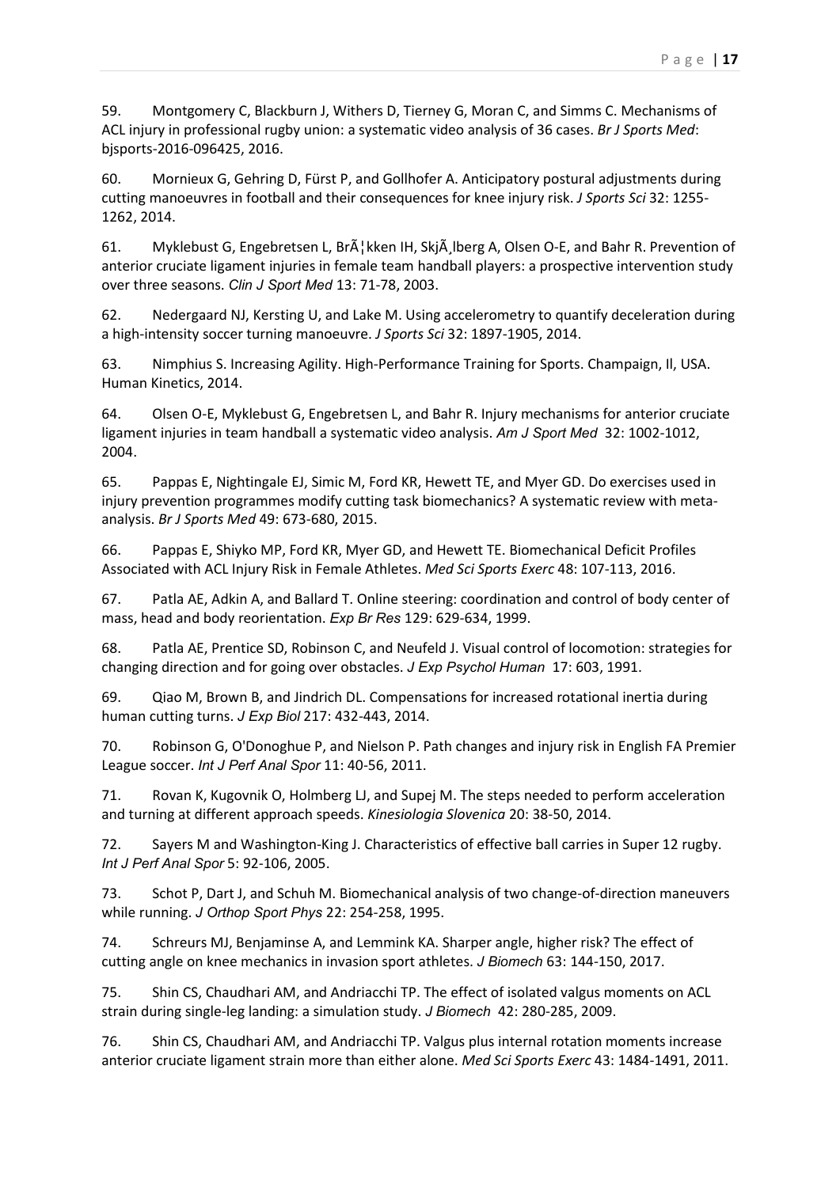59. Montgomery C, Blackburn J, Withers D, Tierney G, Moran C, and Simms C. Mechanisms of ACL injury in professional rugby union: a systematic video analysis of 36 cases. *Br J Sports Med*: bjsports-2016-096425, 2016.

60. Mornieux G, Gehring D, Fürst P, and Gollhofer A. Anticipatory postural adjustments during cutting manoeuvres in football and their consequences for knee injury risk. *J Sports Sci* 32: 1255-1262, 2014.

61. Myklebust G, Engebretsen L, BrÃ¦kken IH, SkjÃ¸lberg A, Olsen O-E, and Bahr R. Prevention of anterior cruciate ligament injuries in female team handball players: a prospective intervention study over three seasons. *Clin J Sport Med* 13: 71-78, 2003.

62. Nedergaard NJ, Kersting U, and Lake M. Using accelerometry to quantify deceleration during a high-intensity soccer turning manoeuvre. *J Sports Sci* 32: 1897-1905, 2014.

63. Nimphius S. Increasing Agility. High-Performance Training for Sports. Champaign, Il, USA. Human Kinetics, 2014.

64. Olsen O-E, Myklebust G, Engebretsen L, and Bahr R. Injury mechanisms for anterior cruciate ligament injuries in team handball a systematic video analysis. *Am J Sport Med* 32: 1002-1012, 2004.

65. Pappas E, Nightingale EJ, Simic M, Ford KR, Hewett TE, and Myer GD. Do exercises used in injury prevention programmes modify cutting task biomechanics? A systematic review with meta-analysis. *Br J Sports Med* 49: 673-680, 2015.

66. Pappas E, Shiyko MP, Ford KR, Myer GD, and Hewett TE. Biomechanical Deficit Profiles Associated with ACL Injury Risk in Female Athletes. *Med Sci Sports Exerc* 48: 107-113, 2016.

67. Patla AE, Adkin A, and Ballard T. Online steering: coordination and control of body center of mass, head and body reorientation. *Exp Br Res* 129: 629-634, 1999.

68. Patla AE, Prentice SD, Robinson C, and Neufeld J. Visual control of locomotion: strategies for changing direction and for going over obstacles. *J Exp Psychol Human* 17: 603, 1991.

69. Qiao M, Brown B, and Jindrich DL. Compensations for increased rotational inertia during human cutting turns. *J Exp Biol* 217: 432-443, 2014.

70. Robinson G, O'Donoghue P, and Nielson P. Path changes and injury risk in English FA Premier League soccer. *Int J Perf Anal Spor* 11: 40-56, 2011.

71. Rovan K, Kugovnik O, Holmberg LJ, and Supej M. The steps needed to perform acceleration and turning at different approach speeds. *Kinesiologia Slovenica* 20: 38-50, 2014.

72. Sayers M and Washington-King J. Characteristics of effective ball carries in Super 12 rugby. *Int J Perf Anal Spor* 5: 92-106, 2005.

73. Schot P, Dart J, and Schuh M. Biomechanical analysis of two change-of-direction maneuvers while running. *J Orthop Sport Phys* 22: 254-258, 1995.

74. Schreurs MJ, Benjaminse A, and Lemmink KA. Sharper angle, higher risk? The effect of cutting angle on knee mechanics in invasion sport athletes. *J Biomech* 63: 144-150, 2017.

75. Shin CS, Chaudhari AM, and Andriacchi TP. The effect of isolated valgus moments on ACL strain during single-leg landing: a simulation study. *J Biomech* 42: 280-285, 2009.

76. Shin CS, Chaudhari AM, and Andriacchi TP. Valgus plus internal rotation moments increase anterior cruciate ligament strain more than either alone. *Med Sci Sports Exerc* 43: 1484-1491, 2011.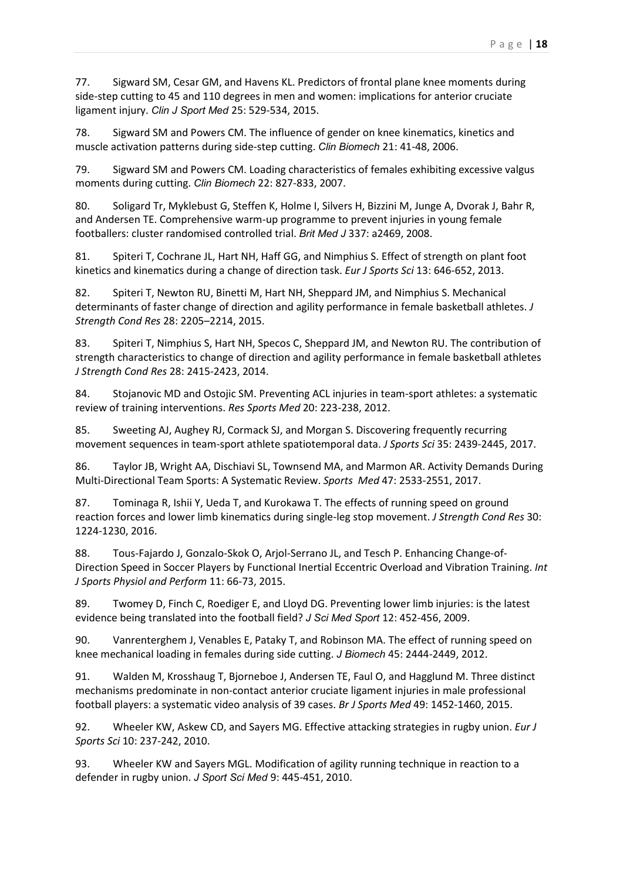77. Sigward SM, Cesar GM, and Havens KL. Predictors of frontal plane knee moments during side-step cutting to 45 and 110 degrees in men and women: implications for anterior cruciate ligament injury. *Clin J Sport Med* 25: 529-534, 2015.

78. Sigward SM and Powers CM. The influence of gender on knee kinematics, kinetics and muscle activation patterns during side-step cutting. *Clin Biomech* 21: 41-48, 2006.

79. Sigward SM and Powers CM. Loading characteristics of females exhibiting excessive valgus moments during cutting. *Clin Biomech* 22: 827-833, 2007.

80. Soligard Tr, Myklebust G, Steffen K, Holme I, Silvers H, Bizzini M, Junge A, Dvorak J, Bahr R, and Andersen TE. Comprehensive warm-up programme to prevent injuries in young female footballers: cluster randomised controlled trial. *Brit Med J* 337: a2469, 2008.

81. Spiteri T, Cochrane JL, Hart NH, Haff GG, and Nimphius S. Effect of strength on plant foot kinetics and kinematics during a change of direction task. *Eur J Sports Sci* 13: 646-652, 2013.

82. Spiteri T, Newton RU, Binetti M, Hart NH, Sheppard JM, and Nimphius S. Mechanical determinants of faster change of direction and agility performance in female basketball athletes. *J Strength Cond Res* 28: 2205–2214, 2015.

83. Spiteri T, Nimphius S, Hart NH, Specos C, Sheppard JM, and Newton RU. The contribution of strength characteristics to change of direction and agility performance in female basketball athletes *J Strength Cond Res* 28: 2415-2423, 2014.

84. Stojanovic MD and Ostojic SM. Preventing ACL injuries in team-sport athletes: a systematic review of training interventions. *Res Sports Med* 20: 223-238, 2012.

85. Sweeting AJ, Aughey RJ, Cormack SJ, and Morgan S. Discovering frequently recurring movement sequences in team-sport athlete spatiotemporal data. *J Sports Sci* 35: 2439-2445, 2017.

86. Taylor JB, Wright AA, Dischiavi SL, Townsend MA, and Marmon AR. Activity Demands During Multi-Directional Team Sports: A Systematic Review. *Sports Med* 47: 2533-2551, 2017.

87. Tominaga R, Ishii Y, Ueda T, and Kurokawa T. The effects of running speed on ground reaction forces and lower limb kinematics during single-leg stop movement. *J Strength Cond Res* 30: 1224-1230, 2016.

88. Tous-Fajardo J, Gonzalo-Skok O, Arjol-Serrano JL, and Tesch P. Enhancing Change-of-Direction Speed in Soccer Players by Functional Inertial Eccentric Overload and Vibration Training. *Int J Sports Physiol and Perform* 11: 66-73, 2015.

89. Twomey D, Finch C, Roediger E, and Lloyd DG. Preventing lower limb injuries: is the latest evidence being translated into the football field? *J Sci Med Sport* 12: 452-456, 2009.

90. Vanrenterghem J, Venables E, Pataky T, and Robinson MA. The effect of running speed on knee mechanical loading in females during side cutting. *J Biomech* 45: 2444-2449, 2012.

91. Walden M, Krosshaug T, Bjorneboe J, Andersen TE, Faul O, and Hagglund M. Three distinct mechanisms predominate in non-contact anterior cruciate ligament injuries in male professional football players: a systematic video analysis of 39 cases. *Br J Sports Med* 49: 1452-1460, 2015.

92. Wheeler KW, Askew CD, and Sayers MG. Effective attacking strategies in rugby union. *Eur J Sports Sci* 10: 237-242, 2010.

93. Wheeler KW and Sayers MGL. Modification of agility running technique in reaction to a defender in rugby union. *J Sport Sci Med* 9: 445-451, 2010.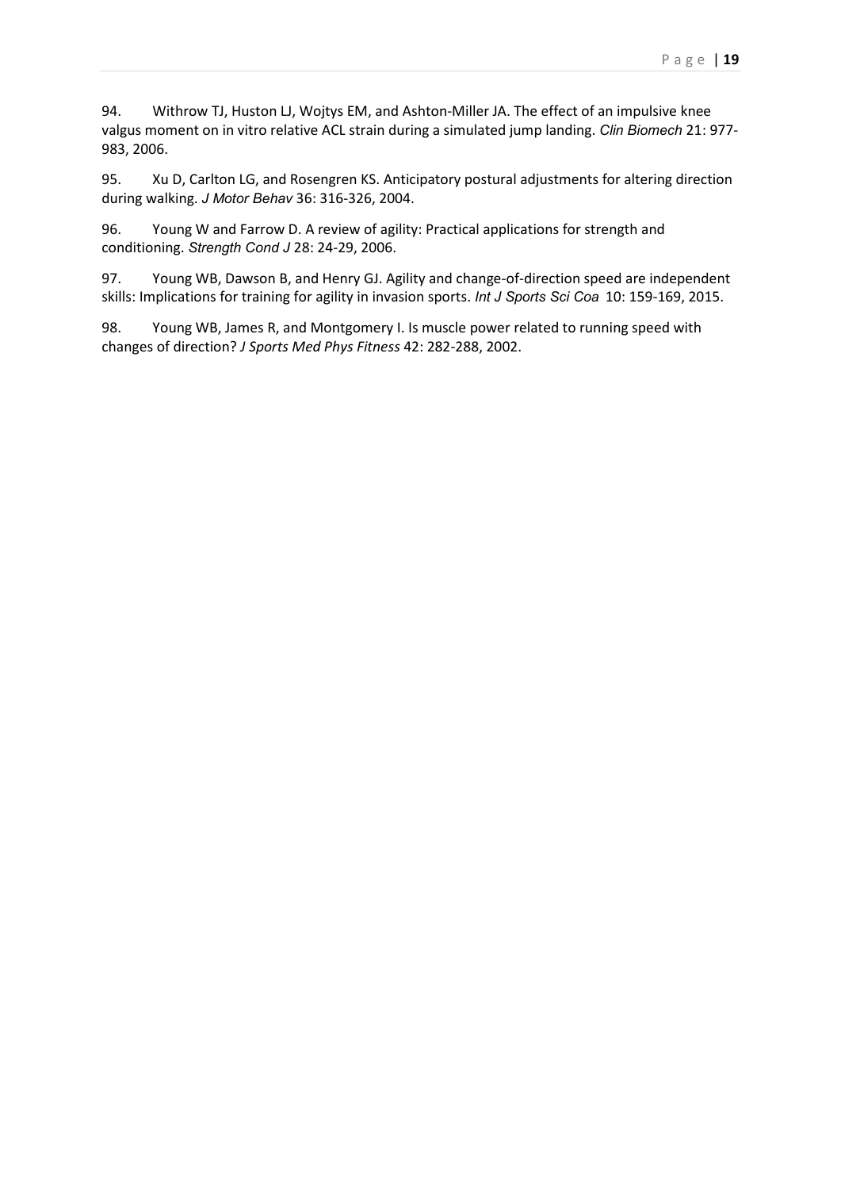94. Withrow TJ, Huston LJ, Wojtys EM, and Ashton-Miller JA. The effect of an impulsive knee valgus moment on in vitro relative ACL strain during a simulated jump landing. *Clin Biomech* 21: 977-983, 2006.

95. Xu D, Carlton LG, and Rosengren KS. Anticipatory postural adjustments for altering direction during walking. *J Motor Behav* 36: 316-326, 2004.

96. Young W and Farrow D. A review of agility: Practical applications for strength and conditioning. *Strength Cond J* 28: 24-29, 2006.

97. Young WB, Dawson B, and Henry GJ. Agility and change-of-direction speed are independent skills: Implications for training for agility in invasion sports. *Int J Sports Sci Coa* 10: 159-169, 2015.

98. Young WB, James R, and Montgomery I. Is muscle power related to running speed with changes of direction? *J Sports Med Phys Fitness* 42: 282-288, 2002.